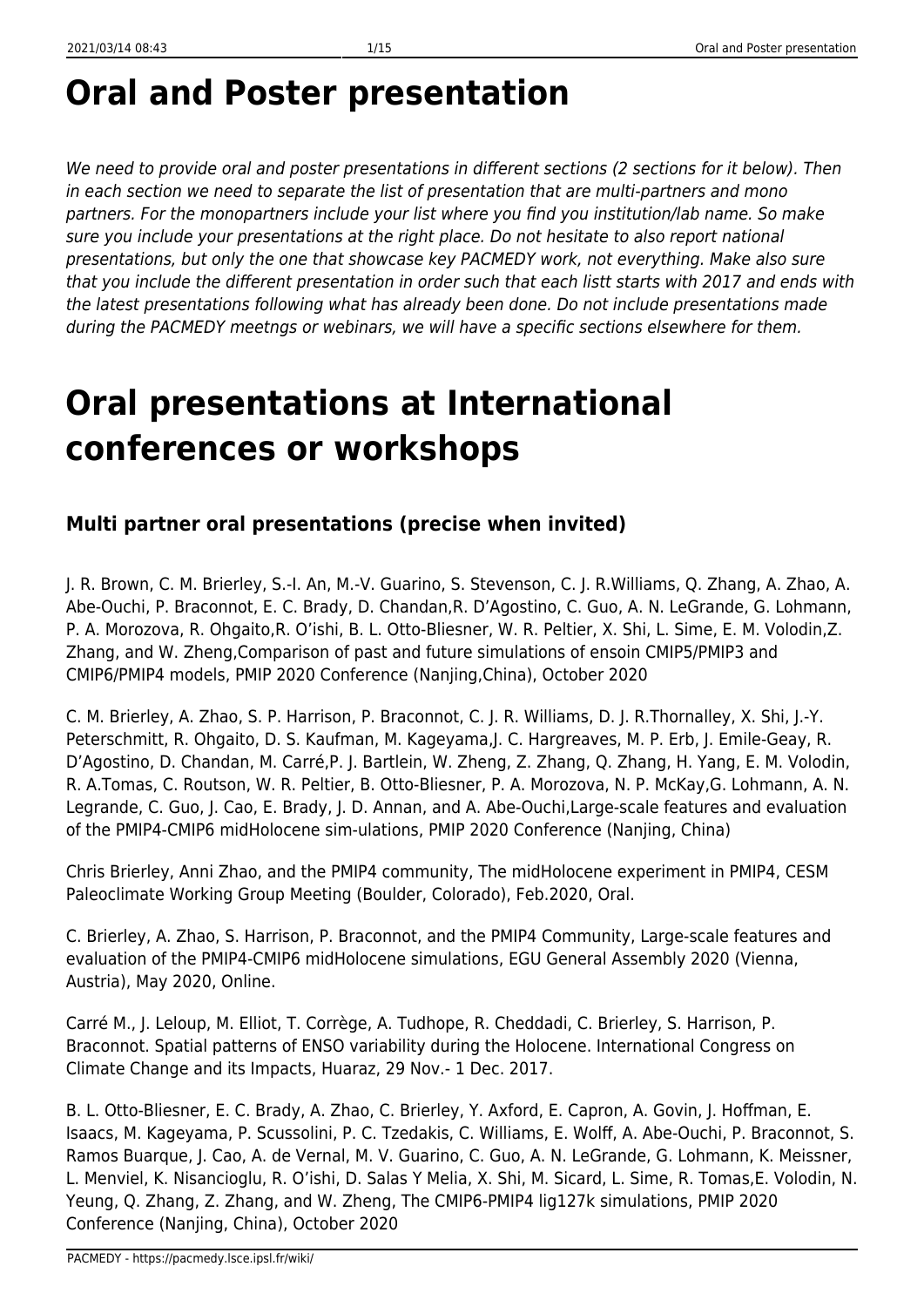# Oral and Poster presentation

*We need to provide oral and poster presentations in different sections (2 sections for it below). Then in each section we need to separate the list of presentation that are multi-partners and mono partners. For the monopartners include your list where you find you institution/lab name. So make sure you include your presentations at the right place. Do not hesitate to also report national presentations, but only the one that showcase key PACMEDY work, not everything. Make also sure that you include the different presentation in order such that each listt starts with 2017 and ends with the latest presentations following what has already been done. Do not include presentations made during the PACMEDY meetngs or webinars, we will have a specific sections elsewhere for them.*

# Oral presentations at International conferences or workshops

### Multi partner oral presentations (precise when invited)

J. R. Brown, C. M. Brierley, S.-I. An, M.-V. Guarino, S. Stevenson, C. J. R.Williams, Q. Zhang, A. Zhao, A. Abe-Ouchi, P. Braconnot, E. C. Brady, D. Chandan,R. D'Agostino, C. Guo, A. N. LeGrande, G. Lohmann, P. A. Morozova, R. Ohgaito,R. O'ishi, B. L. Otto-Bliesner, W. R. Peltier, X. Shi, L. Sime, E. M. Volodin,Z. Zhang, and W. Zheng,Comparison of past and future simulations of ensoin CMIP5/PMIP3 and CMIP6/PMIP4 models, PMIP 2020 Conference (Nanjing,China), October 2020

C. M. Brierley, A. Zhao, S. P. Harrison, P. Braconnot, C. J. R. Williams, D. J. R.Thornalley, X. Shi, J.-Y. Peterschmitt, R. Ohgaito, D. S. Kaufman, M. Kageyama,J. C. Hargreaves, M. P. Erb, J. Emile-Geay, R. D'Agostino, D. Chandan, M. Carré,P. J. Bartlein, W. Zheng, Z. Zhang, Q. Zhang, H. Yang, E. M. Volodin, R. A.Tomas, C. Routson, W. R. Peltier, B. Otto-Bliesner, P. A. Morozova, N. P. McKay,G. Lohmann, A. N. Legrande, C. Guo, J. Cao, E. Brady, J. D. Annan, and A. Abe-Ouchi,Large-scale features and evaluation of the PMIP4-CMIP6 midHolocene sim-ulations, PMIP 2020 Conference (Nanjing, China)

Chris Brierley, Anni Zhao, and the PMIP4 community, The midHolocene experiment in PMIP4, CESM Paleoclimate Working Group Meeting (Boulder, Colorado), Feb.2020, Oral.

C. Brierley, A. Zhao, S. Harrison, P. Braconnot, and the PMIP4 Community, Large-scale features and evaluation of the PMIP4-CMIP6 midHolocene simulations, EGU General Assembly 2020 (Vienna, Austria), May 2020, Online.

Carré M., J. Leloup, M. Elliot, T. Corrège, A. Tudhope, R. Cheddadi, C. Brierley, S. Harrison, P. Braconnot. Spatial patterns of ENSO variability during the Holocene. International Congress on Climate Change and its Impacts, Huaraz, 29 Nov.- 1 Dec. 2017.

B. L. Otto-Bliesner, E. C. Brady, A. Zhao, C. Brierley, Y. Axford, E. Capron, A. Govin, J. Hoffman, E. Isaacs, M. Kageyama, P. Scussolini, P. C. Tzedakis, C. Williams, E. Wolff, A. Abe-Ouchi, P. Braconnot, S. Ramos Buarque, J. Cao, A. de Vernal, M. V. Guarino, C. Guo, A. N. LeGrande, G. Lohmann, K. Meissner, L. Menviel, K. Nisancioglu, R. O'ishi, D. Salas Y Melia, X. Shi, M. Sicard, L. Sime, R. Tomas,E. Volodin, N. Yeung, Q. Zhang, Z. Zhang, and W. Zheng, The CMIP6-PMIP4 lig127k simulations, PMIP 2020 Conference (Nanjing, China), October 2020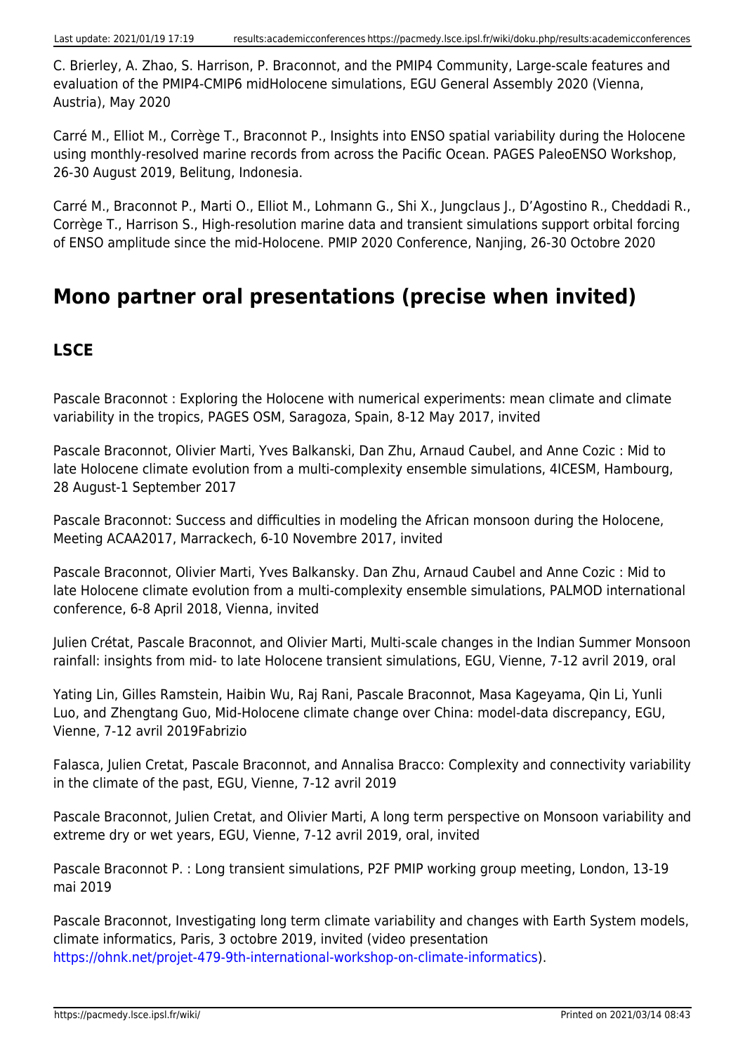C. Brierley, A. Zhao, S. Harrison, P. Braconnot, and the PMIP4 Community, Large-scale features and evaluation of the PMIP4-CMIP6 midHolocene simulations, EGU General Assembly 2020 (Vienna, Austria), May 2020

Carré M., Elliot M., Corrège T., Braconnot P., Insights into ENSO spatial variability during the Holocene using monthly-resolved marine records from across the Pacific Ocean. PAGES PaleoENSO Workshop, 26-30 August 2019, Belitung, Indonesia.

Carré M., Braconnot P., Marti O., Elliot M., Lohmann G., Shi X., Jungclaus J., D'Agostino R., Cheddadi R., Corrège T., Harrison S., High-resolution marine data and transient simulations support orbital forcing of ENSO amplitude since the mid-Holocene. PMIP 2020 Conference, Nanjing, 26-30 Octobre 2020

## Mono partner oral presentations (precise when invited)

### LSCE

Pascale Braconnot : Exploring the Holocene with numerical experiments: mean climate and climate variability in the tropics, PAGES OSM, Saragoza, Spain, 8-12 May 2017, invited

Pascale Braconnot, Olivier Marti, Yves Balkanski, Dan Zhu, Arnaud Caubel, and Anne Cozic : Mid to late Holocene climate evolution from a multi-complexity ensemble simulations, 4ICESM, Hambourg, 28 August-1 September 2017

Pascale Braconnot: Success and difficulties in modeling the African monsoon during the Holocene, Meeting ACAA2017, Marrackech, 6-10 Novembre 2017, invited

Pascale Braconnot, Olivier Marti, Yves Balkansky. Dan Zhu, Arnaud Caubel and Anne Cozic : Mid to late Holocene climate evolution from a multi-complexity ensemble simulations, PALMOD international conference, 6-8 April 2018, Vienna, invited

Julien Crétat, Pascale Braconnot, and Olivier Marti, Multi-scale changes in the Indian Summer Monsoon rainfall: insights from mid- to late Holocene transient simulations, EGU, Vienne, 7-12 avril 2019, oral

Yating Lin, Gilles Ramstein, Haibin Wu, Raj Rani, Pascale Braconnot, Masa Kageyama, Qin Li, Yunli Luo, and Zhengtang Guo, Mid-Holocene climate change over China: model-data discrepancy, EGU, Vienne, 7-12 avril 2019Fabrizio

Falasca, Julien Cretat, Pascale Braconnot, and Annalisa Bracco: Complexity and connectivity variability in the climate of the past, EGU, Vienne, 7-12 avril 2019

Pascale Braconnot, Julien Cretat, and Olivier Marti, A long term perspective on Monsoon variability and extreme dry or wet years, EGU, Vienne, 7-12 avril 2019, oral, invited

Pascale Braconnot P. : Long transient simulations, P2F PMIP working group meeting, London, 13-19 mai 2019

Pascale Braconnot, Investigating long term climate variability and changes with Earth System models, climate informatics, Paris, 3 octobre 2019, invited (video presentation https://ohnk.net/projet-479-9th-international-workshop-on-climate-informatics).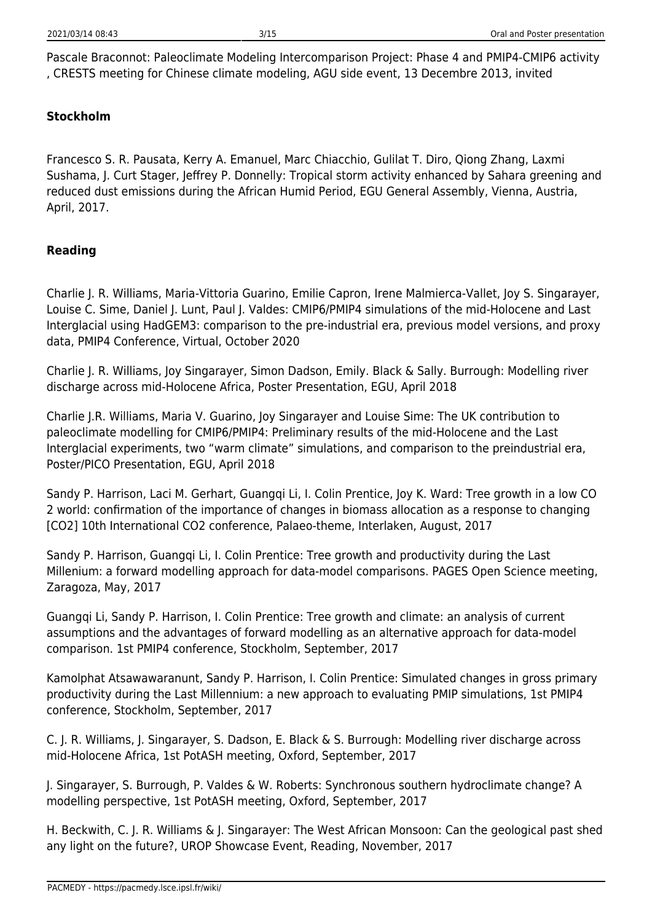Pascale Braconnot: Paleoclimate Modeling Intercomparison Project: Phase 4 and PMIP4-CMIP6 activity , CRESTS meeting for Chinese climate modeling, AGU side event, 13 Decembre 2013, invited

### Stockholm

Francesco S. R. Pausata, Kerry A. Emanuel, Marc Chiacchio, Gulilat T. Diro, Qiong Zhang, Laxmi Sushama, J. Curt Stager, Jeffrey P. Donnelly: Tropical storm activity enhanced by Sahara greening and reduced dust emissions during the African Humid Period, EGU General Assembly, Vienna, Austria, April, 2017.

### Reading

Charlie J. R. Williams, Maria-Vittoria Guarino, Emilie Capron, Irene Malmierca-Vallet, Joy S. Singarayer, Louise C. Sime, Daniel J. Lunt, Paul J. Valdes: CMIP6/PMIP4 simulations of the mid-Holocene and Last Interglacial using HadGEM3: comparison to the pre-industrial era, previous model versions, and proxy data, PMIP4 Conference, Virtual, October 2020

Charlie J. R. Williams, Joy Singarayer, Simon Dadson, Emily. Black & Sally. Burrough: Modelling river discharge across mid-Holocene Africa, Poster Presentation, EGU, April 2018

Charlie J.R. Williams, Maria V. Guarino, Joy Singarayer and Louise Sime: The UK contribution to paleoclimate modelling for CMIP6/PMIP4: Preliminary results of the mid-Holocene and the Last Interglacial experiments, two “warm climate” simulations, and comparison to the preindustrial era, Poster/PICO Presentation, EGU, April 2018

Sandy P. Harrison, Laci M. Gerhart, Guangqi Li, I. Colin Prentice, Joy K. Ward: Tree growth in a low $CO_2$ world: confirmation of the importance of changes in biomass allocation as a response to changing [$CO_2$] 10th International CO2 conference, Palaeo-theme, Interlaken, August, 2017

Sandy P. Harrison, Guangqi Li, I. Colin Prentice: Tree growth and productivity during the Last Millenium: a forward modelling approach for data-model comparisons. PAGES Open Science meeting, Zaragoza, May, 2017

Guangqi Li, Sandy P. Harrison, I. Colin Prentice: Tree growth and climate: an analysis of current assumptions and the advantages of forward modelling as an alternative approach for data-model comparison. 1st PMIP4 conference, Stockholm, September, 2017

Kamolphat Atsawawaranunt, Sandy P. Harrison, I. Colin Prentice: Simulated changes in gross primary productivity during the Last Millennium: a new approach to evaluating PMIP simulations, 1st PMIP4 conference, Stockholm, September, 2017

C. J. R. Williams, J. Singarayer, S. Dadson, E. Black & S. Burrough: Modelling river discharge across mid-Holocene Africa, 1st PotASH meeting, Oxford, September, 2017

J. Singarayer, S. Burrough, P. Valdes & W. Roberts: Synchronous southern hydroclimate change? A modelling perspective, 1st PotASH meeting, Oxford, September, 2017

H. Beckwith, C. J. R. Williams & J. Singarayer: The West African Monsoon: Can the geological past shed any light on the future?, UROP Showcase Event, Reading, November, 2017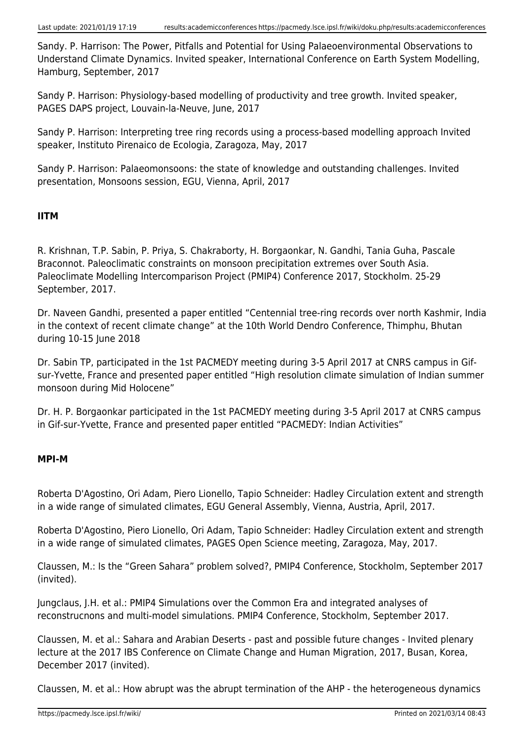Sandy. P. Harrison: The Power, Pitfalls and Potential for Using Palaeoenvironmental Observations to Understand Climate Dynamics. Invited speaker, International Conference on Earth System Modelling, Hamburg, September, 2017

Sandy P. Harrison: Physiology-based modelling of productivity and tree growth. Invited speaker, PAGES DAPS project, Louvain-la-Neuve, June, 2017

Sandy P. Harrison: Interpreting tree ring records using a process-based modelling approach Invited speaker, Instituto Pirenaico de Ecologia, Zaragoza, May, 2017

Sandy P. Harrison: Palaeomonsoons: the state of knowledge and outstanding challenges. Invited presentation, Monsoons session, EGU, Vienna, April, 2017

**IITM**

R. Krishnan, T.P. Sabin, P. Priya, S. Chakraborty, H. Borgaonkar, N. Gandhi, Tania Guha, Pascale Braconnot. Paleoclimatic constraints on monsoon precipitation extremes over South Asia. Paleoclimate Modelling Intercomparison Project (PMIP4) Conference 2017, Stockholm. 25-29 September, 2017.

Dr. Naveen Gandhi, presented a paper entitled “Centennial tree-ring records over north Kashmir, India in the context of recent climate change” at the 10th World Dendro Conference, Thimphu, Bhutan during 10-15 June 2018

Dr. Sabin TP, participated in the 1st PACMEDY meeting during 3-5 April 2017 at CNRS campus in Gif-sur-Yvette, France and presented paper entitled “High resolution climate simulation of Indian summer monsoon during Mid Holocene”

Dr. H. P. Borgaonkar participated in the 1st PACMEDY meeting during 3-5 April 2017 at CNRS campus in Gif-sur-Yvette, France and presented paper entitled “PACMEDY: Indian Activities”

**MPI-M**

Roberta D'Agostino, Ori Adam, Piero Lionello, Tapio Schneider: Hadley Circulation extent and strength in a wide range of simulated climates, EGU General Assembly, Vienna, Austria, April, 2017.

Roberta D'Agostino, Piero Lionello, Ori Adam, Tapio Schneider: Hadley Circulation extent and strength in a wide range of simulated climates, PAGES Open Science meeting, Zaragoza, May, 2017.

Claussen, M.: Is the “Green Sahara” problem solved?, PMIP4 Conference, Stockholm, September 2017 (invited).

Jungclaus, J.H. et al.: PMIP4 Simulations over the Common Era and integrated analyses of reconstrucnons and multi-model simulations. PMIP4 Conference, Stockholm, September 2017.

Claussen, M. et al.: Sahara and Arabian Deserts - past and possible future changes - Invited plenary lecture at the 2017 IBS Conference on Climate Change and Human Migration, 2017, Busan, Korea, December 2017 (invited).

Claussen, M. et al.: How abrupt was the abrupt termination of the AHP - the heterogeneous dynamics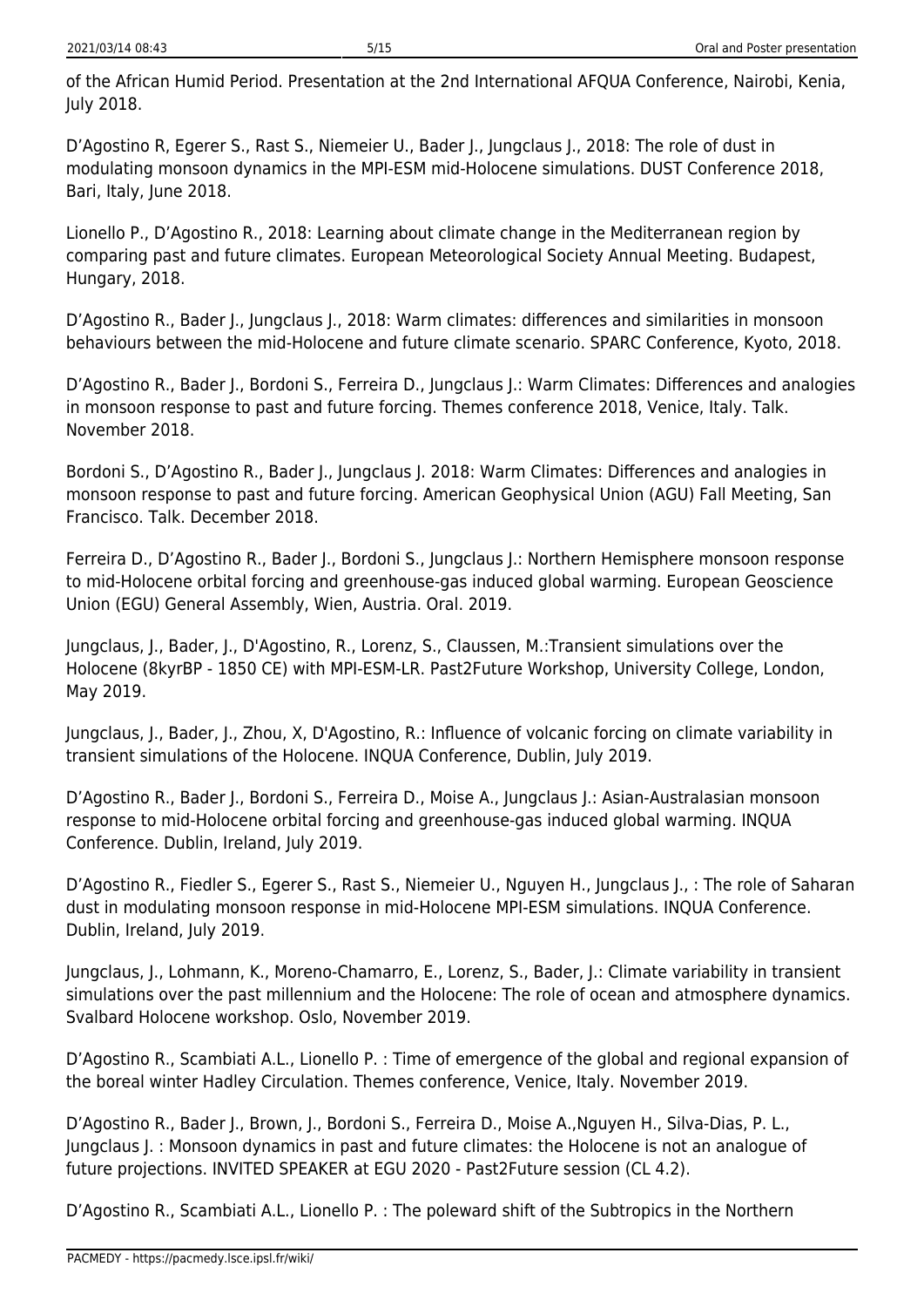of the African Humid Period. Presentation at the 2nd International AFQUA Conference, Nairobi, Kenia, July 2018.

D'Agostino R, Egerer S., Rast S., Niemeier U., Bader J., Jungclaus J., 2018: The role of dust in modulating monsoon dynamics in the MPI-ESM mid-Holocene simulations. DUST Conference 2018, Bari, Italy, June 2018.

Lionello P., D'Agostino R., 2018: Learning about climate change in the Mediterranean region by comparing past and future climates. European Meteorological Society Annual Meeting. Budapest, Hungary, 2018.

D'Agostino R., Bader J., Jungclaus J., 2018: Warm climates: differences and similarities in monsoon behaviours between the mid-Holocene and future climate scenario. SPARC Conference, Kyoto, 2018.

D'Agostino R., Bader J., Bordoni S., Ferreira D., Jungclaus J.: Warm Climates: Differences and analogies in monsoon response to past and future forcing. Themes conference 2018, Venice, Italy. Talk. November 2018.

Bordoni S., D'Agostino R., Bader J., Jungclaus J. 2018: Warm Climates: Differences and analogies in monsoon response to past and future forcing. American Geophysical Union (AGU) Fall Meeting, San Francisco. Talk. December 2018.

Ferreira D., D'Agostino R., Bader J., Bordoni S., Jungclaus J.: Northern Hemisphere monsoon response to mid-Holocene orbital forcing and greenhouse-gas induced global warming. European Geoscience Union (EGU) General Assembly, Wien, Austria. Oral. 2019.

Jungclaus, J., Bader, J., D'Agostino, R., Lorenz, S., Claussen, M.:Transient simulations over the Holocene (8kyrBP - 1850 CE) with MPI-ESM-LR. Past2Future Workshop, University College, London, May 2019.

Jungclaus, J., Bader, J., Zhou, X, D'Agostino, R.: Influence of volcanic forcing on climate variability in transient simulations of the Holocene. INQUA Conference, Dublin, July 2019.

D'Agostino R., Bader J., Bordoni S., Ferreira D., Moise A., Jungclaus J.: Asian-Australasian monsoon response to mid-Holocene orbital forcing and greenhouse-gas induced global warming. INQUA Conference. Dublin, Ireland, July 2019.

D'Agostino R., Fiedler S., Egerer S., Rast S., Niemeier U., Nguyen H., Jungclaus J., : The role of Saharan dust in modulating monsoon response in mid-Holocene MPI-ESM simulations. INQUA Conference. Dublin, Ireland, July 2019.

Jungclaus, J., Lohmann, K., Moreno-Chamarro, E., Lorenz, S., Bader, J.: Climate variability in transient simulations over the past millennium and the Holocene: The role of ocean and atmosphere dynamics. Svalbard Holocene workshop. Oslo, November 2019.

D'Agostino R., Scambiati A.L., Lionello P. : Time of emergence of the global and regional expansion of the boreal winter Hadley Circulation. Themes conference, Venice, Italy. November 2019.

D'Agostino R., Bader J., Brown, J., Bordoni S., Ferreira D., Moise A.,Nguyen H., Silva-Dias, P. L., Jungclaus J. : Monsoon dynamics in past and future climates: the Holocene is not an analogue of future projections. INVITED SPEAKER at EGU 2020 - Past2Future session (CL 4.2).

D'Agostino R., Scambiati A.L., Lionello P. : The poleward shift of the Subtropics in the Northern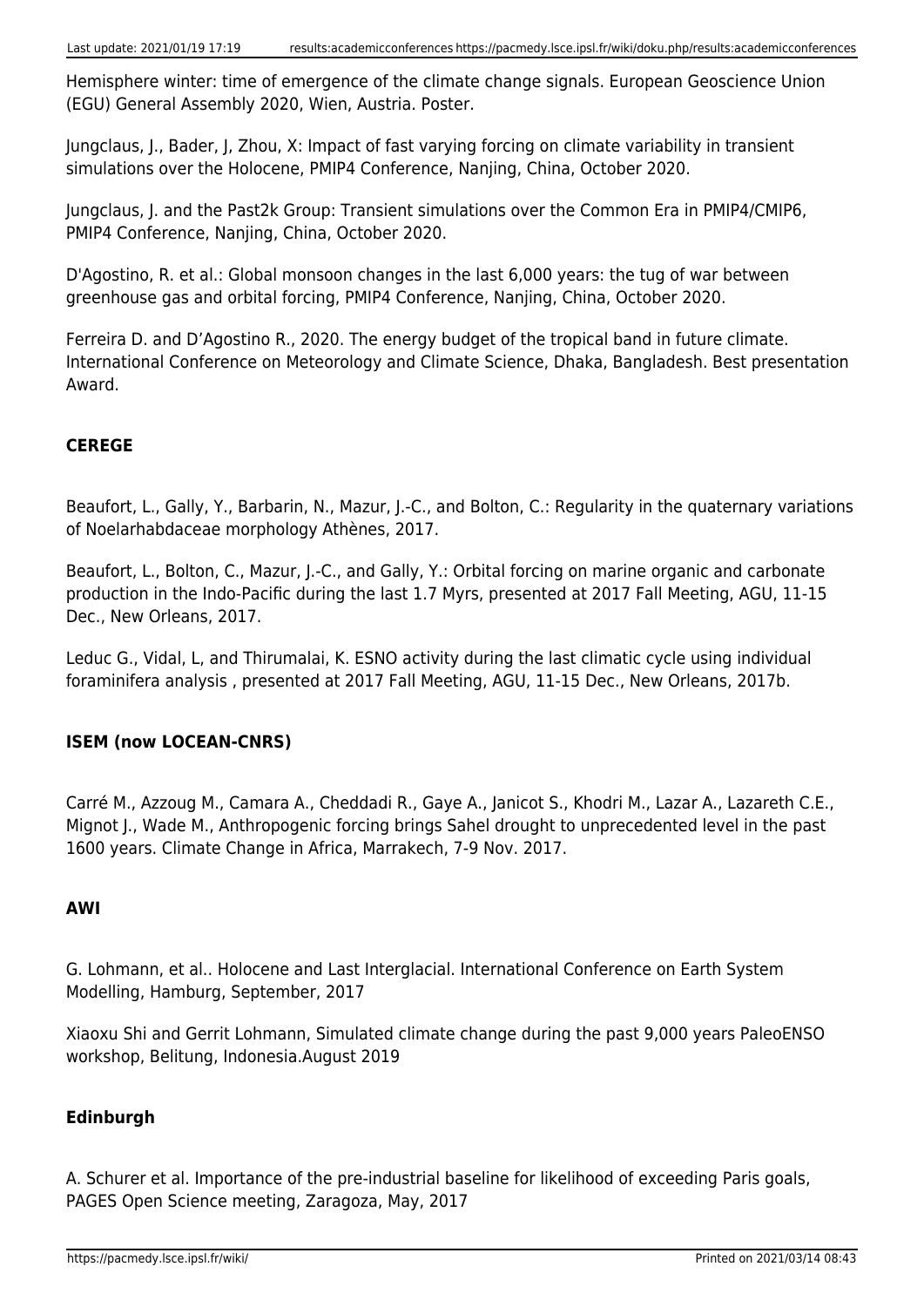Hemisphere winter: time of emergence of the climate change signals. European Geoscience Union (EGU) General Assembly 2020, Wien, Austria. Poster.

Jungclaus, J., Bader, J, Zhou, X: Impact of fast varying forcing on climate variability in transient simulations over the Holocene, PMIP4 Conference, Nanjing, China, October 2020.

Jungclaus, J. and the Past2k Group: Transient simulations over the Common Era in PMIP4/CMIP6, PMIP4 Conference, Nanjing, China, October 2020.

D'Agostino, R. et al.: Global monsoon changes in the last 6,000 years: the tug of war between greenhouse gas and orbital forcing, PMIP4 Conference, Nanjing, China, October 2020.

Ferreira D. and D'Agostino R., 2020. The energy budget of the tropical band in future climate. International Conference on Meteorology and Climate Science, Dhaka, Bangladesh. Best presentation Award.

#### CEREGE

Beaufort, L., Gally, Y., Barbarin, N., Mazur, J.-C., and Bolton, C.: Regularity in the quaternary variations of Noelarhabdaceae morphology Athènes, 2017.

Beaufort, L., Bolton, C., Mazur, J.-C., and Gally, Y.: Orbital forcing on marine organic and carbonate production in the Indo-Pacific during the last 1.7 Myrs, presented at 2017 Fall Meeting, AGU, 11-15 Dec., New Orleans, 2017.

Leduc G., Vidal, L, and Thirumalai, K. ESNO activity during the last climatic cycle using individual foraminifera analysis , presented at 2017 Fall Meeting, AGU, 11-15 Dec., New Orleans, 2017b.

#### ISEM (now LOCEAN-CNRS)

Carré M., Azzoug M., Camara A., Cheddadi R., Gaye A., Janicot S., Khodri M., Lazar A., Lazareth C.E., Mignot J., Wade M., Anthropogenic forcing brings Sahel drought to unprecedented level in the past 1600 years. Climate Change in Africa, Marrakech, 7-9 Nov. 2017.

#### AWI

G. Lohmann, et al.. Holocene and Last Interglacial. International Conference on Earth System Modelling, Hamburg, September, 2017

Xiaoxu Shi and Gerrit Lohmann, Simulated climate change during the past 9,000 years PaleoENSO workshop, Belitung, Indonesia.August 2019

#### Edinburgh

A. Schurer et al. Importance of the pre-industrial baseline for likelihood of exceeding Paris goals, PAGES Open Science meeting, Zaragoza, May, 2017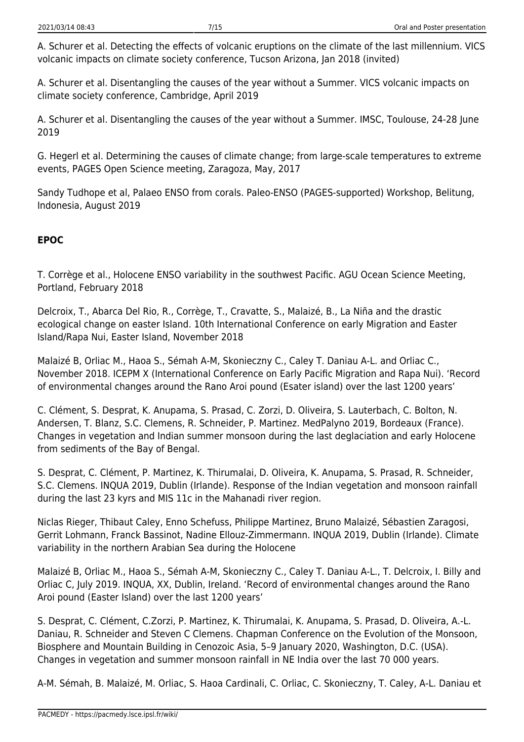A. Schurer et al. Detecting the effects of volcanic eruptions on the climate of the last millennium. VICS volcanic impacts on climate society conference, Tucson Arizona, Jan 2018 (invited)

A. Schurer et al. Disentangling the causes of the year without a Summer. VICS volcanic impacts on climate society conference, Cambridge, April 2019

A. Schurer et al. Disentangling the causes of the year without a Summer. IMSC, Toulouse, 24-28 June 2019

G. Hegerl et al. Determining the causes of climate change; from large-scale temperatures to extreme events, PAGES Open Science meeting, Zaragoza, May, 2017

Sandy Tudhope et al, Palaeo ENSO from corals. Paleo-ENSO (PAGES-supported) Workshop, Belitung, Indonesia, August 2019

**EPOC**

T. Corrège et al., Holocene ENSO variability in the southwest Pacific. AGU Ocean Science Meeting, Portland, February 2018

Delcroix, T., Abarca Del Rio, R., Corrège, T., Cravatte, S., Malaizé, B., La Niña and the drastic ecological change on easter Island. 10th International Conference on early Migration and Easter Island/Rapa Nui, Easter Island, November 2018

Malaizé B, Orliac M., Haoa S., Sémah A-M, Skonieczny C., Caley T. Daniau A-L. and Orliac C., November 2018. ICEPM X (International Conference on Early Pacific Migration and Rapa Nui). 'Record of environmental changes around the Rano Aroi pound (Esater island) over the last 1200 years'

C. Clément, S. Desprat, K. Anupama, S. Prasad, C. Zorzi, D. Oliveira, S. Lauterbach, C. Bolton, N. Andersen, T. Blanz, S.C. Clemens, R. Schneider, P. Martinez. MedPalyno 2019, Bordeaux (France). Changes in vegetation and Indian summer monsoon during the last deglaciation and early Holocene from sediments of the Bay of Bengal.

S. Desprat, C. Clément, P. Martinez, K. Thirumalai, D. Oliveira, K. Anupama, S. Prasad, R. Schneider, S.C. Clemens. INQUA 2019, Dublin (Irlande). Response of the Indian vegetation and monsoon rainfall during the last 23 kyrs and MIS 11c in the Mahanadi river region.

Niclas Rieger, Thibaut Caley, Enno Schefuss, Philippe Martinez, Bruno Malaizé, Sébastien Zaragosi, Gerrit Lohmann, Franck Bassinot, Nadine Ellouz-Zimmermann. INQUA 2019, Dublin (Irlande). Climate variability in the northern Arabian Sea during the Holocene

Malaizé B, Orliac M., Haoa S., Sémah A-M, Skonieczny C., Caley T. Daniau A-L., T. Delcroix, I. Billy and Orliac C, July 2019. INQUA, XX, Dublin, Ireland. 'Record of environmental changes around the Rano Aroi pound (Easter Island) over the last 1200 years'

S. Desprat, C. Clément, C.Zorzi, P. Martinez, K. Thirumalai, K. Anupama, S. Prasad, D. Oliveira, A.-L. Daniau, R. Schneider and Steven C Clemens. Chapman Conference on the Evolution of the Monsoon, Biosphere and Mountain Building in Cenozoic Asia, 5–9 January 2020, Washington, D.C. (USA). Changes in vegetation and summer monsoon rainfall in NE India over the last 70 000 years.

A-M. Sémah, B. Malaizé, M. Orliac, S. Haoa Cardinali, C. Orliac, C. Skonieczny, T. Caley, A-L. Daniau et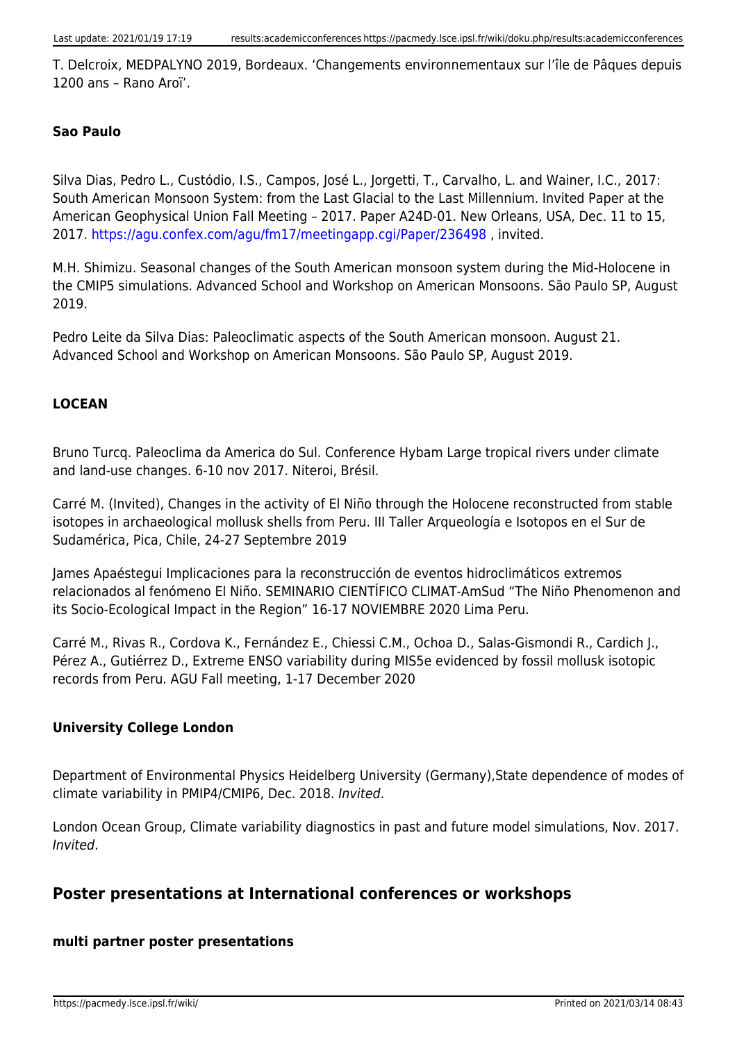T. Delcroix, MEDPALYNO 2019, Bordeaux. 'Changements environnementaux sur l'île de Pâques depuis 1200 ans – Rano Aroï'.

#### Sao Paulo

Silva Dias, Pedro L., Custódio, I.S., Campos, José L., Jorgetti, T., Carvalho, L. and Wainer, I.C., 2017: South American Monsoon System: from the Last Glacial to the Last Millennium. Invited Paper at the American Geophysical Union Fall Meeting – 2017. Paper A24D-01. New Orleans, USA, Dec. 11 to 15, 2017. https://agu.confex.com/agu/fm17/meetingapp.cgi/Paper/236498 , invited.

M.H. Shimizu. Seasonal changes of the South American monsoon system during the Mid-Holocene in the CMIP5 simulations. Advanced School and Workshop on American Monsoons. São Paulo SP, August 2019.

Pedro Leite da Silva Dias: Paleoclimatic aspects of the South American monsoon. August 21. Advanced School and Workshop on American Monsoons. São Paulo SP, August 2019.

#### LOCEAN

Bruno Turcq. Paleoclima da America do Sul. Conference Hybam Large tropical rivers under climate and land-use changes. 6-10 nov 2017. Niteroi, Brésil.

Carré M. (Invited), Changes in the activity of El Niño through the Holocene reconstructed from stable isotopes in archaeological mollusk shells from Peru. III Taller Arqueología e Isotopos en el Sur de Sudamérica, Pica, Chile, 24-27 Septembre 2019

James Apaéstegui Implicaciones para la reconstrucción de eventos hidroclimáticos extremos relacionados al fenómeno El Niño. SEMINARIO CIENTÍFICO CLIMAT-AmSud "The Niño Phenomenon and its Socio-Ecological Impact in the Region" 16-17 NOVIEMBRE 2020 Lima Peru.

Carré M., Rivas R., Cordova K., Fernández E., Chiessi C.M., Ochoa D., Salas-Gismondi R., Cardich J., Pérez A., Gutiérrez D., Extreme ENSO variability during MIS5e evidenced by fossil mollusk isotopic records from Peru. AGU Fall meeting, 1-17 December 2020

#### University College London

Department of Environmental Physics Heidelberg University (Germany),State dependence of modes of climate variability in PMIP4/CMIP6, Dec. 2018. *Invited*.

London Ocean Group, Climate variability diagnostics in past and future model simulations, Nov. 2017. *Invited*.

### Poster presentations at International conferences or workshops

#### multi partner poster presentations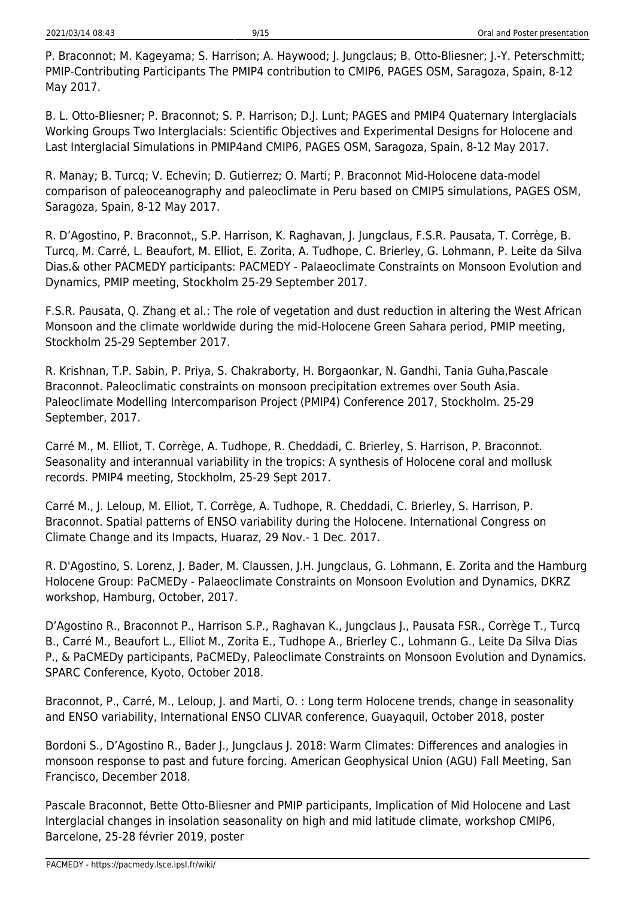P. Braconnot; M. Kageyama; S. Harrison; A. Haywood; J. Jungclaus; B. Otto-Bliesner; J.-Y. Peterschmitt; PMIP-Contributing Participants The PMIP4 contribution to CMIP6, PAGES OSM, Saragoza, Spain, 8-12 May 2017.

B. L. Otto-Bliesner; P. Braconnot; S. P. Harrison; D.J. Lunt; PAGES and PMIP4 Quaternary Interglacials Working Groups Two Interglacials: Scientific Objectives and Experimental Designs for Holocene and Last Interglacial Simulations in PMIP4and CMIP6, PAGES OSM, Saragoza, Spain, 8-12 May 2017.

R. Manay; B. Turcq; V. Echevin; D. Gutierrez; O. Marti; P. Braconnot Mid-Holocene data-model comparison of paleoceanography and paleoclimate in Peru based on CMIP5 simulations, PAGES OSM, Saragoza, Spain, 8-12 May 2017.

R. D'Agostino, P. Braconnot,, S.P. Harrison, K. Raghavan, J. Jungclaus, F.S.R. Pausata, T. Corrège, B. Turcq, M. Carré, L. Beaufort, M. Elliot, E. Zorita, A. Tudhope, C. Brierley, G. Lohmann, P. Leite da Silva Dias.& other PACMEDY participants: PACMEDY - Palaeoclimate Constraints on Monsoon Evolution and Dynamics, PMIP meeting, Stockholm 25-29 September 2017.

F.S.R. Pausata, Q. Zhang et al.: The role of vegetation and dust reduction in altering the West African Monsoon and the climate worldwide during the mid-Holocene Green Sahara period, PMIP meeting, Stockholm 25-29 September 2017.

R. Krishnan, T.P. Sabin, P. Priya, S. Chakraborty, H. Borgaonkar, N. Gandhi, Tania Guha,Pascale Braconnot. Paleoclimatic constraints on monsoon precipitation extremes over South Asia. Paleoclimate Modelling Intercomparison Project (PMIP4) Conference 2017, Stockholm. 25-29 September, 2017.

Carré M., M. Elliot, T. Corrège, A. Tudhope, R. Cheddadi, C. Brierley, S. Harrison, P. Braconnot. Seasonality and interannual variability in the tropics: A synthesis of Holocene coral and mollusk records. PMIP4 meeting, Stockholm, 25-29 Sept 2017.

Carré M., J. Leloup, M. Elliot, T. Corrège, A. Tudhope, R. Cheddadi, C. Brierley, S. Harrison, P. Braconnot. Spatial patterns of ENSO variability during the Holocene. International Congress on Climate Change and its Impacts, Huaraz, 29 Nov.- 1 Dec. 2017.

R. D'Agostino, S. Lorenz, J. Bader, M. Claussen, J.H. Jungclaus, G. Lohmann, E. Zorita and the Hamburg Holocene Group: PaCMEDy - Palaeoclimate Constraints on Monsoon Evolution and Dynamics, DKRZ workshop, Hamburg, October, 2017.

D'Agostino R., Braconnot P., Harrison S.P., Raghavan K., Jungclaus J., Pausata FSR., Corrège T., Turcq B., Carré M., Beaufort L., Elliot M., Zorita E., Tudhope A., Brierley C., Lohmann G., Leite Da Silva Dias P., & PaCMEDy participants, PaCMEDy, Paleoclimate Constraints on Monsoon Evolution and Dynamics. SPARC Conference, Kyoto, October 2018.

Braconnot, P., Carré, M., Leloup, J. and Marti, O. : Long term Holocene trends, change in seasonality and ENSO variability, International ENSO CLIVAR conference, Guayaquil, October 2018, poster

Bordoni S., D'Agostino R., Bader J., Jungclaus J. 2018: Warm Climates: Differences and analogies in monsoon response to past and future forcing. American Geophysical Union (AGU) Fall Meeting, San Francisco, December 2018.

Pascale Braconnot, Bette Otto-Bliesner and PMIP participants, Implication of Mid Holocene and Last Interglacial changes in insolation seasonality on high and mid latitude climate, workshop CMIP6, Barcelone, 25-28 février 2019, poster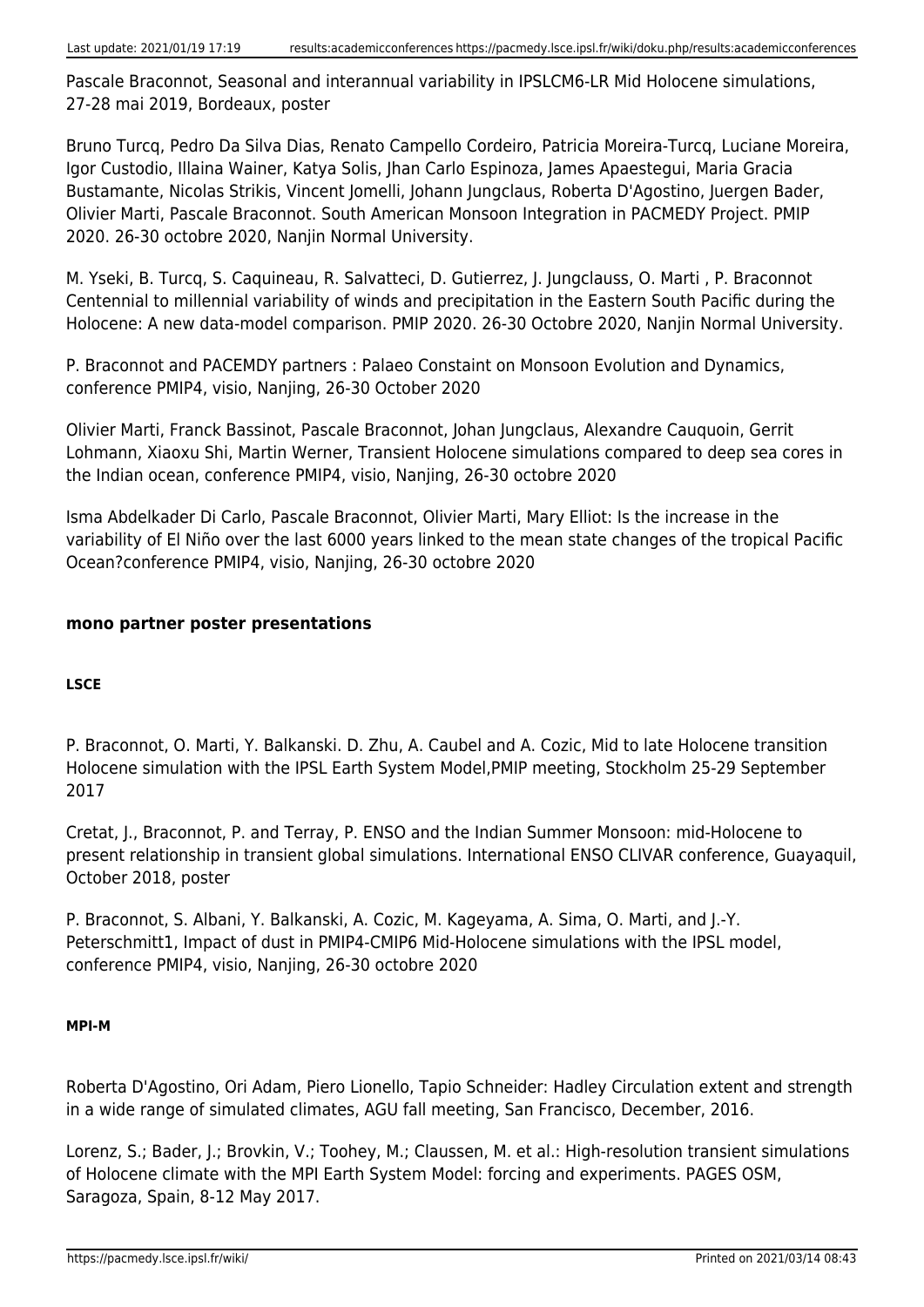Pascale Braconnot, Seasonal and interannual variability in IPSLCM6-LR Mid Holocene simulations, 27-28 mai 2019, Bordeaux, poster

Bruno Turcq, Pedro Da Silva Dias, Renato Campello Cordeiro, Patricia Moreira-Turcq, Luciane Moreira, Igor Custodio, Illaina Wainer, Katya Solis, Jhan Carlo Espinoza, James Apaestegui, Maria Gracia Bustamante, Nicolas Strikis, Vincent Jomelli, Johann Jungclaus, Roberta D'Agostino, Juergen Bader, Olivier Marti, Pascale Braconnot. South American Monsoon Integration in PACMEDY Project. PMIP 2020. 26-30 octobre 2020, Nanjin Normal University.

M. Yseki, B. Turcq, S. Caquineau, R. Salvatteci, D. Gutierrez, J. Jungclauss, O. Marti , P. Braconnot Centennial to millennial variability of winds and precipitation in the Eastern South Pacific during the Holocene: A new data-model comparison. PMIP 2020. 26-30 Octobre 2020, Nanjin Normal University.

P. Braconnot and PACEMDY partners : Palaeo Constaint on Monsoon Evolution and Dynamics, conference PMIP4, visio, Nanjing, 26-30 October 2020

Olivier Marti, Franck Bassinot, Pascale Braconnot, Johan Jungclaus, Alexandre Cauquoin, Gerrit Lohmann, Xiaoxu Shi, Martin Werner, Transient Holocene simulations compared to deep sea cores in the Indian ocean, conference PMIP4, visio, Nanjing, 26-30 octobre 2020

Isma Abdelkader Di Carlo, Pascale Braconnot, Olivier Marti, Mary Elliot: Is the increase in the variability of El Niño over the last 6000 years linked to the mean state changes of the tropical Pacific Ocean?conference PMIP4, visio, Nanjing, 26-30 octobre 2020

#### mono partner poster presentations

##### LSCE

P. Braconnot, O. Marti, Y. Balkanski. D. Zhu, A. Caubel and A. Cozic, Mid to late Holocene transition Holocene simulation with the IPSL Earth System Model,PMIP meeting, Stockholm 25-29 September 2017

Cretat, J., Braconnot, P. and Terray, P. ENSO and the Indian Summer Monsoon: mid-Holocene to present relationship in transient global simulations. International ENSO CLIVAR conference, Guayaquil, October 2018, poster

P. Braconnot, S. Albani, Y. Balkanski, A. Cozic, M. Kageyama, A. Sima, O. Marti, and J.-Y. Peterschmitt1, Impact of dust in PMIP4-CMIP6 Mid-Holocene simulations with the IPSL model, conference PMIP4, visio, Nanjing, 26-30 octobre 2020

##### MPI-M

Roberta D'Agostino, Ori Adam, Piero Lionello, Tapio Schneider: Hadley Circulation extent and strength in a wide range of simulated climates, AGU fall meeting, San Francisco, December, 2016.

Lorenz, S.; Bader, J.; Brovkin, V.; Toohey, M.; Claussen, M. et al.: High-resolution transient simulations of Holocene climate with the MPI Earth System Model: forcing and experiments. PAGES OSM, Saragoza, Spain, 8-12 May 2017.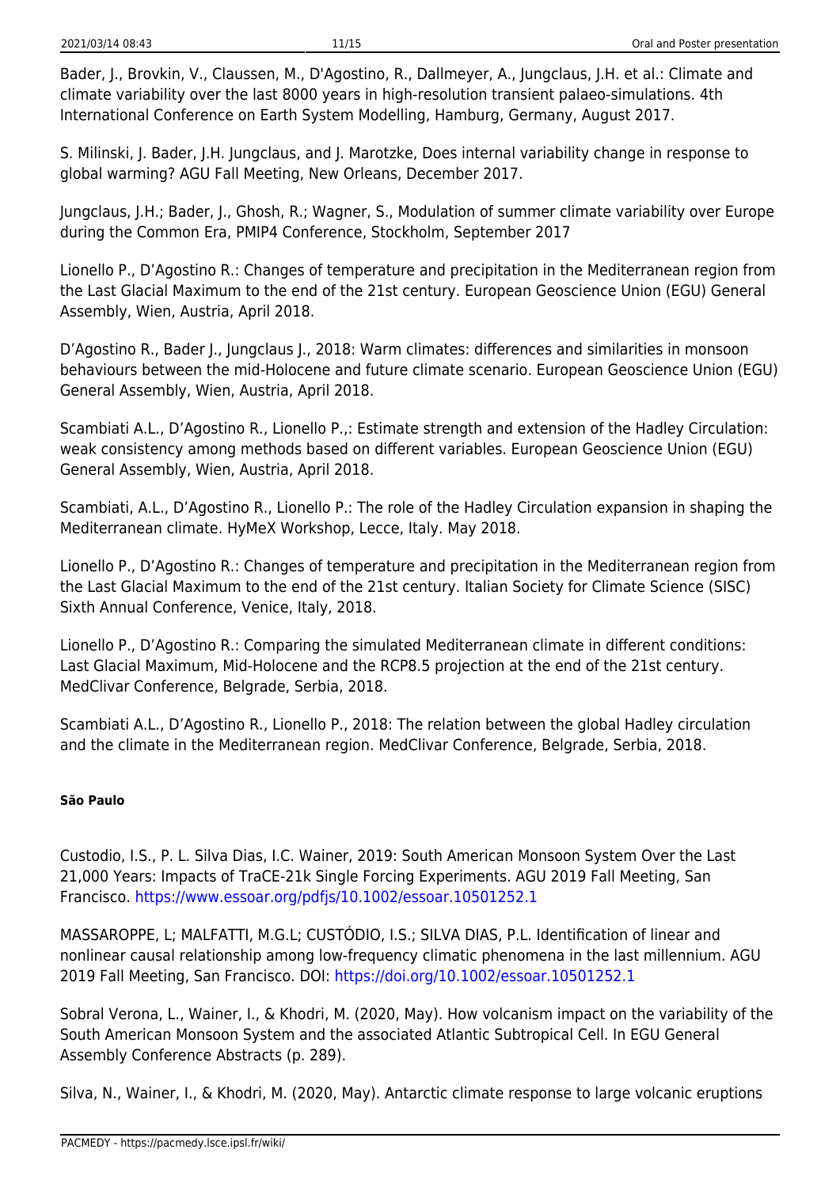Bader, J., Brovkin, V., Claussen, M., D'Agostino, R., Dallmeyer, A., Jungclaus, J.H. et al.: Climate and climate variability over the last 8000 years in high-resolution transient palaeo-simulations. 4th International Conference on Earth System Modelling, Hamburg, Germany, August 2017.

S. Milinski, J. Bader, J.H. Jungclaus, and J. Marotzke, Does internal variability change in response to global warming? AGU Fall Meeting, New Orleans, December 2017.

Jungclaus, J.H.; Bader, J., Ghosh, R.; Wagner, S., Modulation of summer climate variability over Europe during the Common Era, PMIP4 Conference, Stockholm, September 2017

Lionello P., D'Agostino R.: Changes of temperature and precipitation in the Mediterranean region from the Last Glacial Maximum to the end of the 21st century. European Geoscience Union (EGU) General Assembly, Wien, Austria, April 2018.

D'Agostino R., Bader J., Jungclaus J., 2018: Warm climates: differences and similarities in monsoon behaviours between the mid-Holocene and future climate scenario. European Geoscience Union (EGU) General Assembly, Wien, Austria, April 2018.

Scambiati A.L., D'Agostino R., Lionello P.,: Estimate strength and extension of the Hadley Circulation: weak consistency among methods based on different variables. European Geoscience Union (EGU) General Assembly, Wien, Austria, April 2018.

Scambiati, A.L., D'Agostino R., Lionello P.: The role of the Hadley Circulation expansion in shaping the Mediterranean climate. HyMeX Workshop, Lecce, Italy. May 2018.

Lionello P., D'Agostino R.: Changes of temperature and precipitation in the Mediterranean region from the Last Glacial Maximum to the end of the 21st century. Italian Society for Climate Science (SISC) Sixth Annual Conference, Venice, Italy, 2018.

Lionello P., D'Agostino R.: Comparing the simulated Mediterranean climate in different conditions: Last Glacial Maximum, Mid-Holocene and the RCP8.5 projection at the end of the 21st century. MedClivar Conference, Belgrade, Serbia, 2018.

Scambiati A.L., D'Agostino R., Lionello P., 2018: The relation between the global Hadley circulation and the climate in the Mediterranean region. MedClivar Conference, Belgrade, Serbia, 2018.

**São Paulo**

Custodio, I.S., P. L. Silva Dias, I.C. Wainer, 2019: South American Monsoon System Over the Last 21,000 Years: Impacts of TraCE-21k Single Forcing Experiments. AGU 2019 Fall Meeting, San Francisco. https://www.essoar.org/pdfjs/10.1002/essoar.10501252.1

MASSAROPPE, L; MALFATTI, M.G.L; CUSTÓDIO, I.S.; SILVA DIAS, P.L. Identification of linear and nonlinear causal relationship among low-frequency climatic phenomena in the last millennium. AGU 2019 Fall Meeting, San Francisco. DOI: https://doi.org/10.1002/essoar.10501252.1

Sobral Verona, L., Wainer, I., & Khodri, M. (2020, May). How volcanism impact on the variability of the South American Monsoon System and the associated Atlantic Subtropical Cell. In EGU General Assembly Conference Abstracts (p. 289).

Silva, N., Wainer, I., & Khodri, M. (2020, May). Antarctic climate response to large volcanic eruptions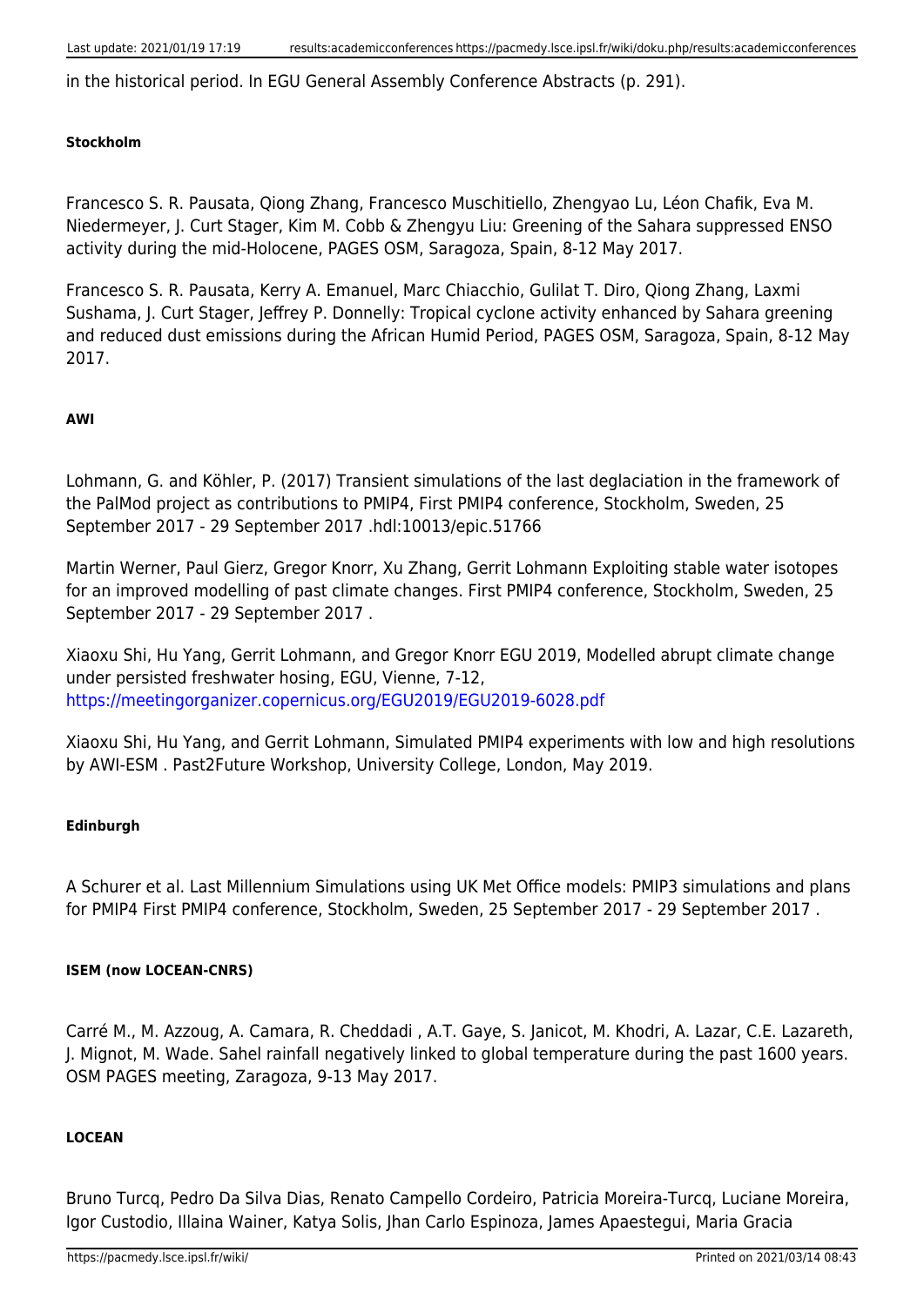in the historical period. In EGU General Assembly Conference Abstracts (p. 291).

#### Stockholm

Francesco S. R. Pausata, Qiong Zhang, Francesco Muschitiello, Zhengyao Lu, Léon Chafik, Eva M. Niedermeyer, J. Curt Stager, Kim M. Cobb & Zhengyu Liu: Greening of the Sahara suppressed ENSO activity during the mid-Holocene, PAGES OSM, Saragoza, Spain, 8-12 May 2017.

Francesco S. R. Pausata, Kerry A. Emanuel, Marc Chiacchio, Gulilat T. Diro, Qiong Zhang, Laxmi Sushama, J. Curt Stager, Jeffrey P. Donnelly: Tropical cyclone activity enhanced by Sahara greening and reduced dust emissions during the African Humid Period, PAGES OSM, Saragoza, Spain, 8-12 May 2017.

#### AWI

Lohmann, G. and Köhler, P. (2017) Transient simulations of the last deglaciation in the framework of the PalMod project as contributions to PMIP4, First PMIP4 conference, Stockholm, Sweden, 25 September 2017 - 29 September 2017 .hdl:10013/epic.51766

Martin Werner, Paul Gierz, Gregor Knorr, Xu Zhang, Gerrit Lohmann Exploiting stable water isotopes for an improved modelling of past climate changes. First PMIP4 conference, Stockholm, Sweden, 25 September 2017 - 29 September 2017 .

Xiaoxu Shi, Hu Yang, Gerrit Lohmann, and Gregor Knorr EGU 2019, Modelled abrupt climate change under persisted freshwater hosing, EGU, Vienne, 7-12, https://meetingorganizer.copernicus.org/EGU2019/EGU2019-6028.pdf

Xiaoxu Shi, Hu Yang, and Gerrit Lohmann, Simulated PMIP4 experiments with low and high resolutions by AWI-ESM . Past2Future Workshop, University College, London, May 2019.

#### Edinburgh

A Schurer et al. Last Millennium Simulations using UK Met Office models: PMIP3 simulations and plans for PMIP4 First PMIP4 conference, Stockholm, Sweden, 25 September 2017 - 29 September 2017 .

#### ISEM (now LOCEAN-CNRS)

Carré M., M. Azzoug, A. Camara, R. Cheddadi , A.T. Gaye, S. Janicot, M. Khodri, A. Lazar, C.E. Lazareth, J. Mignot, M. Wade. Sahel rainfall negatively linked to global temperature during the past 1600 years. OSM PAGES meeting, Zaragoza, 9-13 May 2017.

#### LOCEAN

Bruno Turcq, Pedro Da Silva Dias, Renato Campello Cordeiro, Patricia Moreira-Turcq, Luciane Moreira, Igor Custodio, Illaina Wainer, Katya Solis, Jhan Carlo Espinoza, James Apaestegui, Maria Gracia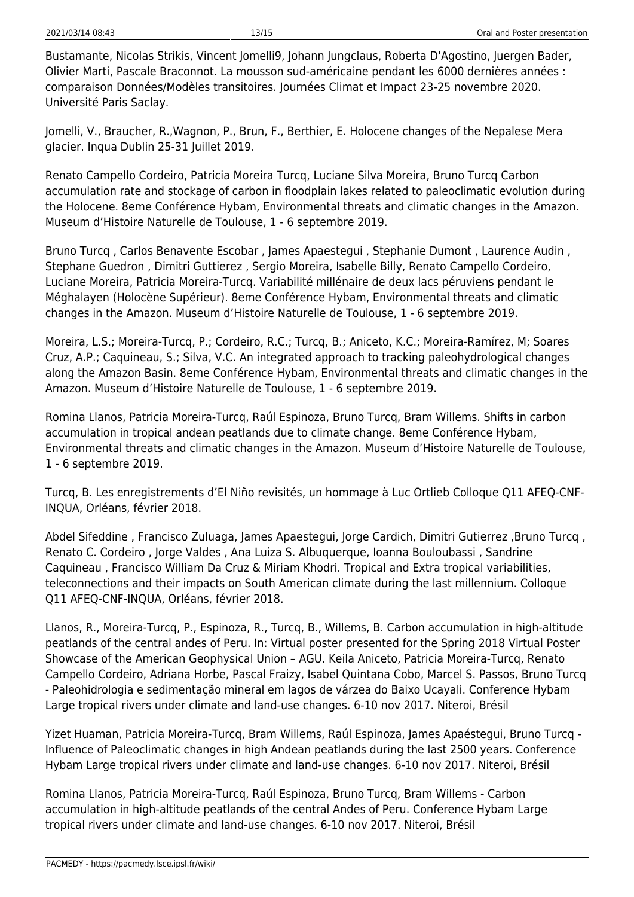Bustamante, Nicolas Strikis, Vincent Jomelli9, Johann Jungclaus, Roberta D'Agostino, Juergen Bader, Olivier Marti, Pascale Braconnot. La mousson sud-américaine pendant les 6000 dernières années : comparaison Données/Modèles transitoires. Journées Climat et Impact 23-25 novembre 2020. Université Paris Saclay.

Jomelli, V., Braucher, R.,Wagnon, P., Brun, F., Berthier, E. Holocene changes of the Nepalese Mera glacier. Inqua Dublin 25-31 Juillet 2019.

Renato Campello Cordeiro, Patricia Moreira Turcq, Luciane Silva Moreira, Bruno Turcq Carbon accumulation rate and stockage of carbon in floodplain lakes related to paleoclimatic evolution during the Holocene. 8eme Conférence Hybam, Environmental threats and climatic changes in the Amazon. Museum d'Histoire Naturelle de Toulouse, 1 - 6 septembre 2019.

Bruno Turcq , Carlos Benavente Escobar , James Apaestegui , Stephanie Dumont , Laurence Audin , Stephane Guedron , Dimitri Guttierez , Sergio Moreira, Isabelle Billy, Renato Campello Cordeiro, Luciane Moreira, Patricia Moreira-Turcq. Variabilité millénaire de deux lacs péruviens pendant le Méghalayen (Holocène Supérieur). 8eme Conférence Hybam, Environmental threats and climatic changes in the Amazon. Museum d'Histoire Naturelle de Toulouse, 1 - 6 septembre 2019.

Moreira, L.S.; Moreira-Turcq, P.; Cordeiro, R.C.; Turcq, B.; Aniceto, K.C.; Moreira-Ramírez, M; Soares Cruz, A.P.; Caquineau, S.; Silva, V.C. An integrated approach to tracking paleohydrological changes along the Amazon Basin. 8eme Conférence Hybam, Environmental threats and climatic changes in the Amazon. Museum d'Histoire Naturelle de Toulouse, 1 - 6 septembre 2019.

Romina Llanos, Patricia Moreira-Turcq, Raúl Espinoza, Bruno Turcq, Bram Willems. Shifts in carbon accumulation in tropical andean peatlands due to climate change. 8eme Conférence Hybam, Environmental threats and climatic changes in the Amazon. Museum d'Histoire Naturelle de Toulouse, 1 - 6 septembre 2019.

Turcq, B. Les enregistrements d'El Niño revisités, un hommage à Luc Ortlieb Colloque Q11 AFEQ-CNF-INQUA, Orléans, février 2018.

Abdel Sifeddine , Francisco Zuluaga, James Apaestegui, Jorge Cardich, Dimitri Gutierrez ,Bruno Turcq , Renato C. Cordeiro , Jorge Valdes , Ana Luiza S. Albuquerque, Ioanna Bouloubassi , Sandrine Caquineau , Francisco William Da Cruz & Miriam Khodri. Tropical and Extra tropical variabilities, teleconnections and their impacts on South American climate during the last millennium. Colloque Q11 AFEQ-CNF-INQUA, Orléans, février 2018.

Llanos, R., Moreira-Turcq, P., Espinoza, R., Turcq, B., Willems, B. Carbon accumulation in high-altitude peatlands of the central andes of Peru. In: Virtual poster presented for the Spring 2018 Virtual Poster Showcase of the American Geophysical Union – AGU. Keila Aniceto, Patricia Moreira-Turcq, Renato Campello Cordeiro, Adriana Horbe, Pascal Fraizy, Isabel Quintana Cobo, Marcel S. Passos, Bruno Turcq - Paleohidrologia e sedimentação mineral em lagos de várzea do Baixo Ucayali. Conference Hybam Large tropical rivers under climate and land-use changes. 6-10 nov 2017. Niteroi, Brésil

Yizet Huaman, Patricia Moreira-Turcq, Bram Willems, Raúl Espinoza, James Apaéstegui, Bruno Turcq - Influence of Paleoclimatic changes in high Andean peatlands during the last 2500 years. Conference Hybam Large tropical rivers under climate and land-use changes. 6-10 nov 2017. Niteroi, Brésil

Romina Llanos, Patricia Moreira-Turcq, Raúl Espinoza, Bruno Turcq, Bram Willems - Carbon accumulation in high-altitude peatlands of the central Andes of Peru. Conference Hybam Large tropical rivers under climate and land-use changes. 6-10 nov 2017. Niteroi, Brésil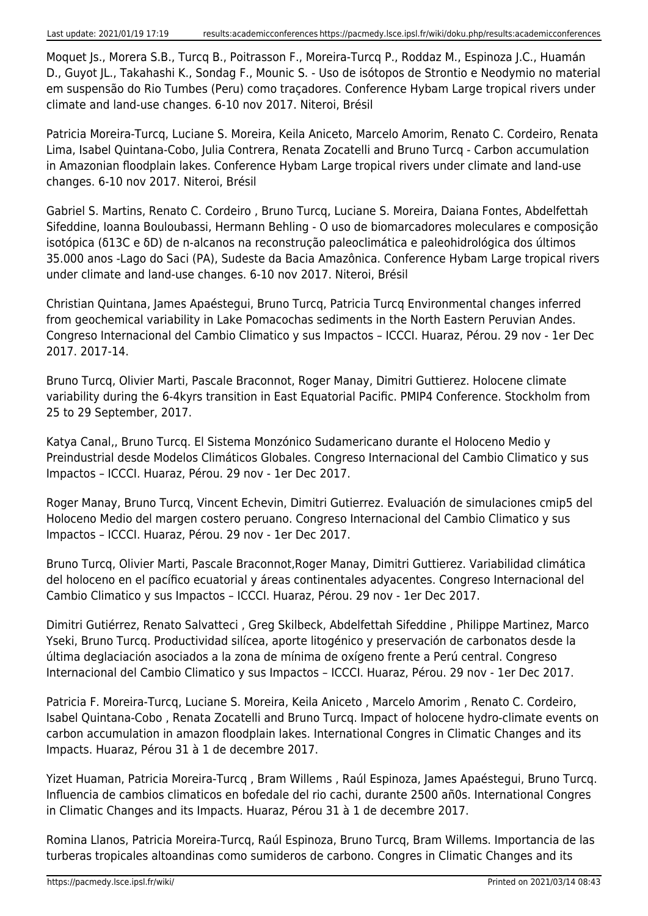Moquet Js., Morera S.B., Turcq B., Poitrasson F., Moreira-Turcq P., Roddaz M., Espinoza J.C., Huamán D., Guyot JL., Takahashi K., Sondag F., Mounic S. - Uso de isótopos de Strontio e Neodymio no material em suspensão do Rio Tumbes (Peru) como traçadores. Conference Hybam Large tropical rivers under climate and land-use changes. 6-10 nov 2017. Niteroi, Brésil

Patricia Moreira-Turcq, Luciane S. Moreira, Keila Aniceto, Marcelo Amorim, Renato C. Cordeiro, Renata Lima, Isabel Quintana-Cobo, Julia Contrera, Renata Zocatelli and Bruno Turcq - Carbon accumulation in Amazonian floodplain lakes. Conference Hybam Large tropical rivers under climate and land-use changes. 6-10 nov 2017. Niteroi, Brésil

Gabriel S. Martins, Renato C. Cordeiro , Bruno Turcq, Luciane S. Moreira, Daiana Fontes, Abdelfettah Sifeddine, Ioanna Bouloubassi, Hermann Behling - O uso de biomarcadores moleculares e composição isotópica (δ13C e δD) de n-alcanos na reconstrução paleoclimática e paleohidrológica dos últimos 35.000 anos -Lago do Saci (PA), Sudeste da Bacia Amazônica. Conference Hybam Large tropical rivers under climate and land-use changes. 6-10 nov 2017. Niteroi, Brésil

Christian Quintana, James Apaéstegui, Bruno Turcq, Patricia Turcq Environmental changes inferred from geochemical variability in Lake Pomacochas sediments in the North Eastern Peruvian Andes. Congreso Internacional del Cambio Climatico y sus Impactos – ICCCI. Huaraz, Pérou. 29 nov - 1er Dec 2017. 2017-14.

Bruno Turcq, Olivier Marti, Pascale Braconnot, Roger Manay, Dimitri Guttierez. Holocene climate variability during the 6-4kyrs transition in East Equatorial Pacific. PMIP4 Conference. Stockholm from 25 to 29 September, 2017.

Katya Canal,, Bruno Turcq. El Sistema Monzónico Sudamericano durante el Holoceno Medio y Preindustrial desde Modelos Climáticos Globales. Congreso Internacional del Cambio Climatico y sus Impactos – ICCCI. Huaraz, Pérou. 29 nov - 1er Dec 2017.

Roger Manay, Bruno Turcq, Vincent Echevin, Dimitri Gutierrez. Evaluación de simulaciones cmip5 del Holoceno Medio del margen costero peruano. Congreso Internacional del Cambio Climatico y sus Impactos – ICCCI. Huaraz, Pérou. 29 nov - 1er Dec 2017.

Bruno Turcq, Olivier Marti, Pascale Braconnot,Roger Manay, Dimitri Guttierez. Variabilidad climática del holoceno en el pacífico ecuatorial y áreas continentales adyacentes. Congreso Internacional del Cambio Climatico y sus Impactos – ICCCI. Huaraz, Pérou. 29 nov - 1er Dec 2017.

Dimitri Gutiérrez, Renato Salvatteci , Greg Skilbeck, Abdelfettah Sifeddine , Philippe Martinez, Marco Yseki, Bruno Turcq. Productividad silícea, aporte litogénico y preservación de carbonatos desde la última deglaciación asociados a la zona de mínima de oxígeno frente a Perú central. Congreso Internacional del Cambio Climatico y sus Impactos – ICCCI. Huaraz, Pérou. 29 nov - 1er Dec 2017.

Patricia F. Moreira-Turcq, Luciane S. Moreira, Keila Aniceto , Marcelo Amorim , Renato C. Cordeiro, Isabel Quintana-Cobo , Renata Zocatelli and Bruno Turcq. Impact of holocene hydro-climate events on carbon accumulation in amazon floodplain lakes. International Congres in Climatic Changes and its Impacts. Huaraz, Pérou 31 à 1 de decembre 2017.

Yizet Huaman, Patricia Moreira-Turcq , Bram Willems , Raúl Espinoza, James Apaéstegui, Bruno Turcq. Influencia de cambios climaticos en bofedale del rio cachi, durante 2500 añ0s. International Congres in Climatic Changes and its Impacts. Huaraz, Pérou 31 à 1 de decembre 2017.

Romina Llanos, Patricia Moreira-Turcq, Raúl Espinoza, Bruno Turcq, Bram Willems. Importancia de las turberas tropicales altoandinas como sumideros de carbono. Congres in Climatic Changes and its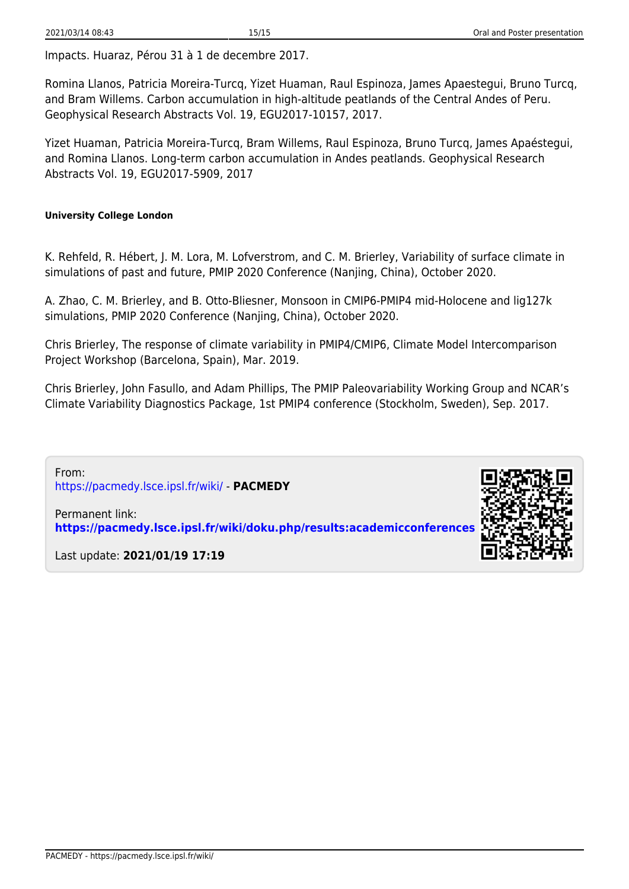Impacts. Huaraz, Pérou 31 à 1 de decembre 2017.

Romina Llanos, Patricia Moreira-Turcq, Yizet Huaman, Raul Espinoza, James Apaestegui, Bruno Turcq, and Bram Willems. Carbon accumulation in high-altitude peatlands of the Central Andes of Peru. Geophysical Research Abstracts Vol. 19, EGU2017-10157, 2017.

Yizet Huaman, Patricia Moreira-Turcq, Bram Willems, Raul Espinoza, Bruno Turcq, James Apaéstegui, and Romina Llanos. Long-term carbon accumulation in Andes peatlands. Geophysical Research Abstracts Vol. 19, EGU2017-5909, 2017

#### University College London

K. Rehfeld, R. Hébert, J. M. Lora, M. Lofverstrom, and C. M. Brierley, Variability of surface climate in simulations of past and future, PMIP 2020 Conference (Nanjing, China), October 2020.

A. Zhao, C. M. Brierley, and B. Otto-Bliesner, Monsoon in CMIP6-PMIP4 mid-Holocene and lig127k simulations, PMIP 2020 Conference (Nanjing, China), October 2020.

Chris Brierley, The response of climate variability in PMIP4/CMIP6, Climate Model Intercomparison Project Workshop (Barcelona, Spain), Mar. 2019.

Chris Brierley, John Fasullo, and Adam Phillips, The PMIP Paleovariability Working Group and NCAR's Climate Variability Diagnostics Package, 1st PMIP4 conference (Stockholm, Sweden), Sep. 2017.

From:
https://pacmedy.lsce.ipsl.fr/wiki/ - **PACMEDY**

Permanent link:
**https://pacmedy.lsce.ipsl.fr/wiki/doku.php/results:academicconferences**

Last update: **2021/01/19 17:19**